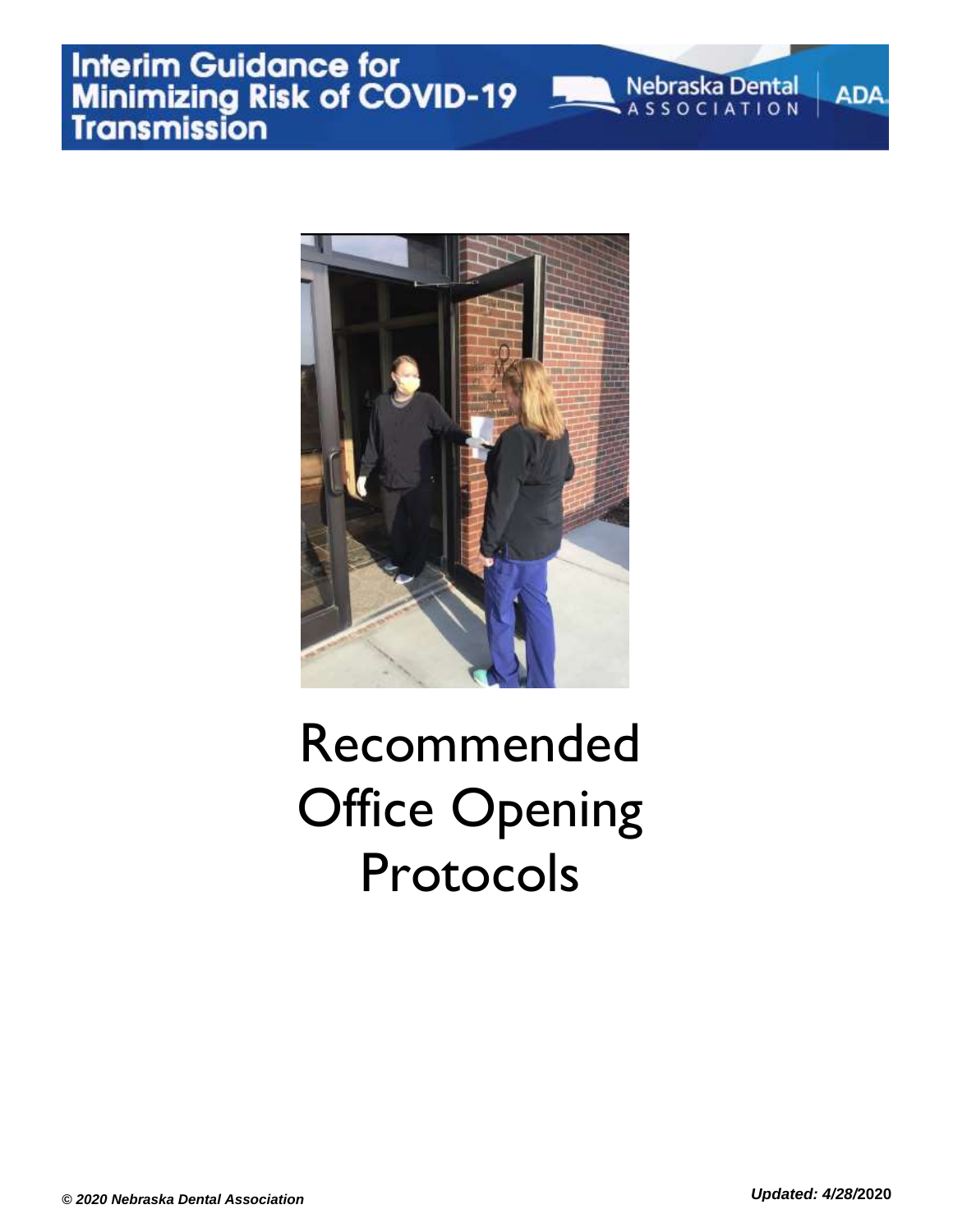# Interim Guidance for Minimizing Risk of COVID-19 Transmission

Nebraska Dental Association

ADA

# Recommended Office Opening Protocols

*© 2020 Nebraska Dental Association*

***Updated: 4/28/*****2020**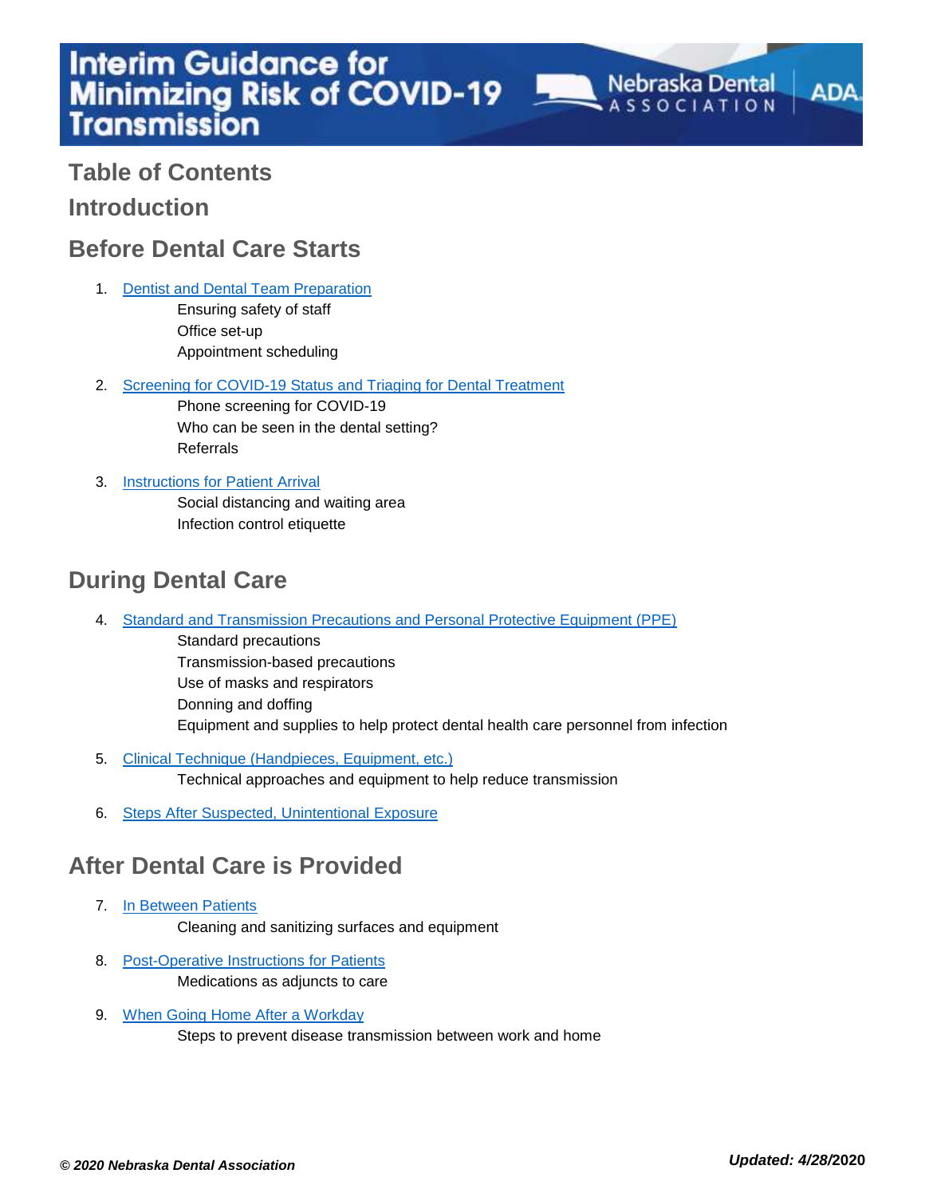# Interim Guidance for Minimizing Risk of COVID-19 Transmission

Nebraska Dental Association | ADA

## Table of Contents

## Introduction

## Before Dental Care Starts

1. Dentist and Dental Team Preparation
   - Ensuring safety of staff
   - Office set-up
   - Appointment scheduling
2. Screening for COVID-19 Status and Triaging for Dental Treatment
   - Phone screening for COVID-19
   - Who can be seen in the dental setting?
   - Referrals
3. Instructions for Patient Arrival
   - Social distancing and waiting area
   - Infection control etiquette

## During Dental Care

4. Standard and Transmission Precautions and Personal Protective Equipment (PPE)
   - Standard precautions
   - Transmission-based precautions
   - Use of masks and respirators
   - Donning and doffing
   - Equipment and supplies to help protect dental health care personnel from infection
5. Clinical Technique (Handpieces, Equipment, etc.)
   - Technical approaches and equipment to help reduce transmission
6. Steps After Suspected, Unintentional Exposure

## After Dental Care is Provided

7. In Between Patients
   - Cleaning and sanitizing surfaces and equipment
8. Post-Operative Instructions for Patients
   - Medications as adjuncts to care
9. When Going Home After a Workday
   - Steps to prevent disease transmission between work and home

***© 2020 Nebraska Dental Association***

***Updated: 4/28/2020***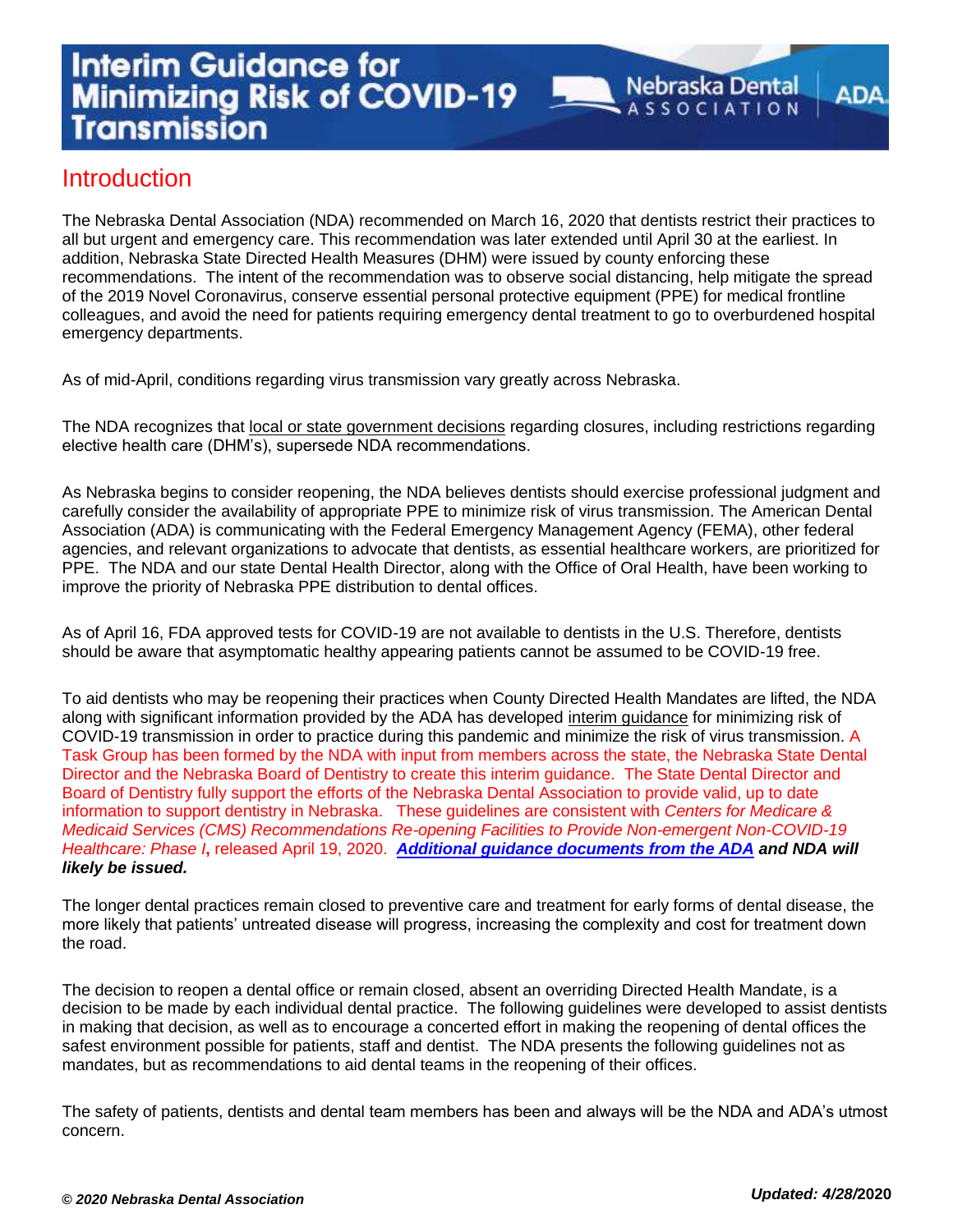# Interim Guidance for Minimizing Risk of COVID-19 Transmission

Nebraska Dental ASSOCIATION | ADA

## Introduction

The Nebraska Dental Association (NDA) recommended on March 16, 2020 that dentists restrict their practices to all but urgent and emergency care. This recommendation was later extended until April 30 at the earliest. In addition, Nebraska State Directed Health Measures (DHM) were issued by county enforcing these recommendations. The intent of the recommendation was to observe social distancing, help mitigate the spread of the 2019 Novel Coronavirus, conserve essential personal protective equipment (PPE) for medical frontline colleagues, and avoid the need for patients requiring emergency dental treatment to go to overburdened hospital emergency departments.

As of mid-April, conditions regarding virus transmission vary greatly across Nebraska.

The NDA recognizes that local or state government decisions regarding closures, including restrictions regarding elective health care (DHM's), supersede NDA recommendations.

As Nebraska begins to consider reopening, the NDA believes dentists should exercise professional judgment and carefully consider the availability of appropriate PPE to minimize risk of virus transmission. The American Dental Association (ADA) is communicating with the Federal Emergency Management Agency (FEMA), other federal agencies, and relevant organizations to advocate that dentists, as essential healthcare workers, are prioritized for PPE. The NDA and our state Dental Health Director, along with the Office of Oral Health, have been working to improve the priority of Nebraska PPE distribution to dental offices.

As of April 16, FDA approved tests for COVID-19 are not available to dentists in the U.S. Therefore, dentists should be aware that asymptomatic healthy appearing patients cannot be assumed to be COVID-19 free.

To aid dentists who may be reopening their practices when County Directed Health Mandates are lifted, the NDA along with significant information provided by the ADA has developed interim guidance for minimizing risk of COVID-19 transmission in order to practice during this pandemic and minimize the risk of virus transmission. A Task Group has been formed by the NDA with input from members across the state, the Nebraska State Dental Director and the Nebraska Board of Dentistry to create this interim guidance. The State Dental Director and Board of Dentistry fully support the efforts of the Nebraska Dental Association to provide valid, up to date information to support dentistry in Nebraska. These guidelines are consistent with *Centers for Medicare & Medicaid Services (CMS) Recommendations Re-opening Facilities to Provide Non-emergent Non-COVID-19 Healthcare: Phase I*, released April 19, 2020. ***Additional guidance documents from the ADA and NDA will likely be issued.***

The longer dental practices remain closed to preventive care and treatment for early forms of dental disease, the more likely that patients' untreated disease will progress, increasing the complexity and cost for treatment down the road.

The decision to reopen a dental office or remain closed, absent an overriding Directed Health Mandate, is a decision to be made by each individual dental practice. The following guidelines were developed to assist dentists in making that decision, as well as to encourage a concerted effort in making the reopening of dental offices the safest environment possible for patients, staff and dentist. The NDA presents the following guidelines not as mandates, but as recommendations to aid dental teams in the reopening of their offices.

The safety of patients, dentists and dental team members has been and always will be the NDA and ADA's utmost concern.

***© 2020 Nebraska Dental Association*** ***Updated: 4/28/2020***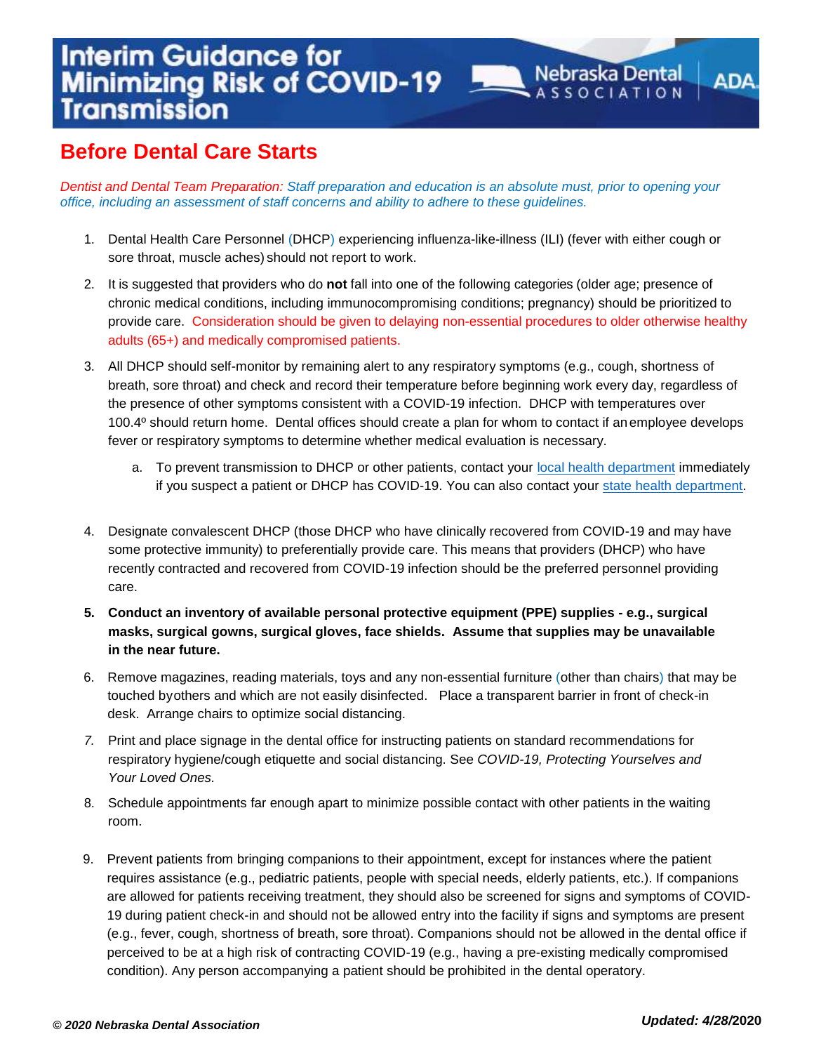# Interim Guidance for Minimizing Risk of COVID-19 Transmission

Nebraska Dental ASSOCIATION | ADA

## Before Dental Care Starts

*Dentist and Dental Team Preparation: Staff preparation and education is an absolute must, prior to opening your office, including an assessment of staff concerns and ability to adhere to these guidelines.*

1. Dental Health Care Personnel (DHCP) experiencing influenza-like-illness (ILI) (fever with either cough or sore throat, muscle aches) should not report to work.
2. It is suggested that providers who do **not** fall into one of the following categories (older age; presence of chronic medical conditions, including immunocompromising conditions; pregnancy) should be prioritized to provide care. Consideration should be given to delaying non-essential procedures to older otherwise healthy adults (65+) and medically compromised patients.
3. All DHCP should self-monitor by remaining alert to any respiratory symptoms (e.g., cough, shortness of breath, sore throat) and check and record their temperature before beginning work every day, regardless of the presence of other symptoms consistent with a COVID-19 infection. DHCP with temperatures over 100.4º should return home. Dental offices should create a plan for whom to contact if an employee develops fever or respiratory symptoms to determine whether medical evaluation is necessary.
   a. To prevent transmission to DHCP or other patients, contact your [local health department]() immediately if you suspect a patient or DHCP has COVID-19. You can also contact your [state health department]().
4. Designate convalescent DHCP (those DHCP who have clinically recovered from COVID-19 and may have some protective immunity) to preferentially provide care. This means that providers (DHCP) who have recently contracted and recovered from COVID-19 infection should be the preferred personnel providing care.
5. **Conduct an inventory of available personal protective equipment (PPE) supplies - e.g., surgical masks, surgical gowns, surgical gloves, face shields. Assume that supplies may be unavailable in the near future.**
6. Remove magazines, reading materials, toys and any non-essential furniture (other than chairs) that may be touched by others and which are not easily disinfected. Place a transparent barrier in front of check-in desk. Arrange chairs to optimize social distancing.
7. Print and place signage in the dental office for instructing patients on standard recommendations for respiratory hygiene/cough etiquette and social distancing. See *COVID-19, Protecting Yourselves and Your Loved Ones.*
8. Schedule appointments far enough apart to minimize possible contact with other patients in the waiting room.
9. Prevent patients from bringing companions to their appointment, except for instances where the patient requires assistance (e.g., pediatric patients, people with special needs, elderly patients, etc.). If companions are allowed for patients receiving treatment, they should also be screened for signs and symptoms of COVID-19 during patient check-in and should not be allowed entry into the facility if signs and symptoms are present (e.g., fever, cough, shortness of breath, sore throat). Companions should not be allowed in the dental office if perceived to be at a high risk of contracting COVID-19 (e.g., having a pre-existing medically compromised condition). Any person accompanying a patient should be prohibited in the dental operatory.

***© 2020 Nebraska Dental Association*** ***Updated: 4/28/2020***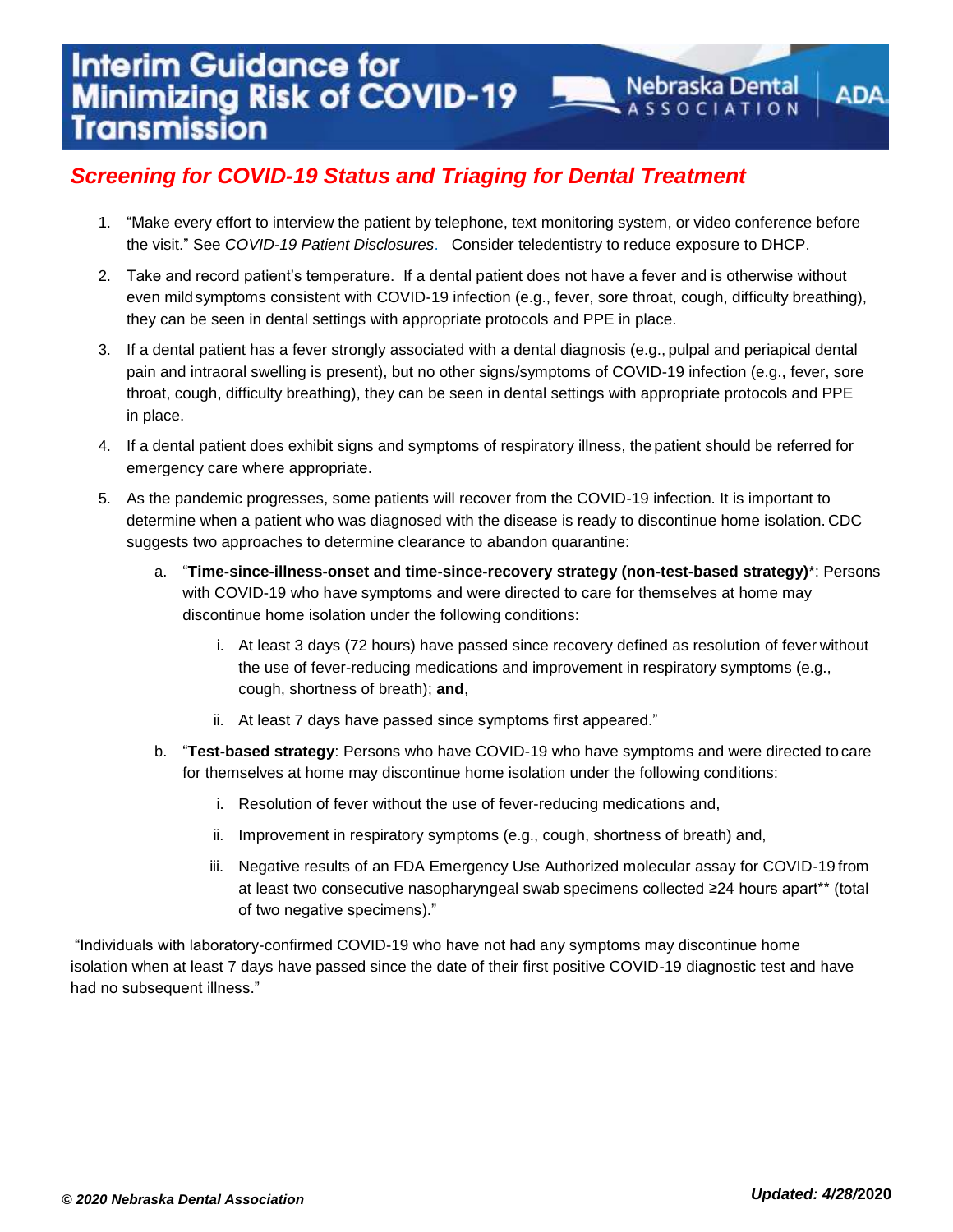## *Screening for COVID-19 Status and Triaging for Dental Treatment*

1. "Make every effort to interview the patient by telephone, text monitoring system, or video conference before the visit." See *COVID-19 Patient Disclosures*. Consider teledentistry to reduce exposure to DHCP.
2. Take and record patient's temperature. If a dental patient does not have a fever and is otherwise without even mild symptoms consistent with COVID-19 infection (e.g., fever, sore throat, cough, difficulty breathing), they can be seen in dental settings with appropriate protocols and PPE in place.
3. If a dental patient has a fever strongly associated with a dental diagnosis (e.g., pulpal and periapical dental pain and intraoral swelling is present), but no other signs/symptoms of COVID-19 infection (e.g., fever, sore throat, cough, difficulty breathing), they can be seen in dental settings with appropriate protocols and PPE in place.
4. If a dental patient does exhibit signs and symptoms of respiratory illness, the patient should be referred for emergency care where appropriate.
5. As the pandemic progresses, some patients will recover from the COVID-19 infection. It is important to determine when a patient who was diagnosed with the disease is ready to discontinue home isolation. CDC suggests two approaches to determine clearance to abandon quarantine:
   a. "**Time-since-illness-onset and time-since-recovery strategy (non-test-based strategy)***: Persons with COVID-19 who have symptoms and were directed to care for themselves at home may discontinue home isolation under the following conditions:
      i. At least 3 days (72 hours) have passed since recovery defined as resolution of fever without the use of fever-reducing medications and improvement in respiratory symptoms (e.g., cough, shortness of breath); **and**,
      ii. At least 7 days have passed since symptoms first appeared."
   b. "**Test-based strategy**: Persons who have COVID-19 who have symptoms and were directed to care for themselves at home may discontinue home isolation under the following conditions:
      i. Resolution of fever without the use of fever-reducing medications and,
      ii. Improvement in respiratory symptoms (e.g., cough, shortness of breath) and,
      iii. Negative results of an FDA Emergency Use Authorized molecular assay for COVID-19 from at least two consecutive nasopharyngeal swab specimens collected ≥24 hours apart** (total of two negative specimens)."

"Individuals with laboratory-confirmed COVID-19 who have not had any symptoms may discontinue home isolation when at least 7 days have passed since the date of their first positive COVID-19 diagnostic test and have had no subsequent illness."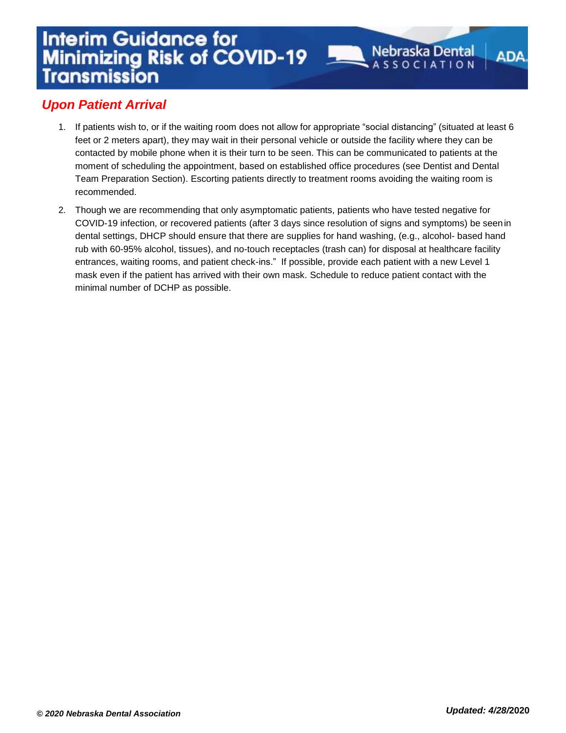## *Upon Patient Arrival*

1. If patients wish to, or if the waiting room does not allow for appropriate "social distancing" (situated at least 6 feet or 2 meters apart), they may wait in their personal vehicle or outside the facility where they can be contacted by mobile phone when it is their turn to be seen. This can be communicated to patients at the moment of scheduling the appointment, based on established office procedures (see Dentist and Dental Team Preparation Section). Escorting patients directly to treatment rooms avoiding the waiting room is recommended.
2. Though we are recommending that only asymptomatic patients, patients who have tested negative for COVID-19 infection, or recovered patients (after 3 days since resolution of signs and symptoms) be seen in dental settings, DHCP should ensure that there are supplies for hand washing, (e.g., alcohol- based hand rub with 60-95% alcohol, tissues), and no-touch receptacles (trash can) for disposal at healthcare facility entrances, waiting rooms, and patient check-ins." If possible, provide each patient with a new Level 1 mask even if the patient has arrived with their own mask. Schedule to reduce patient contact with the minimal number of DCHP as possible.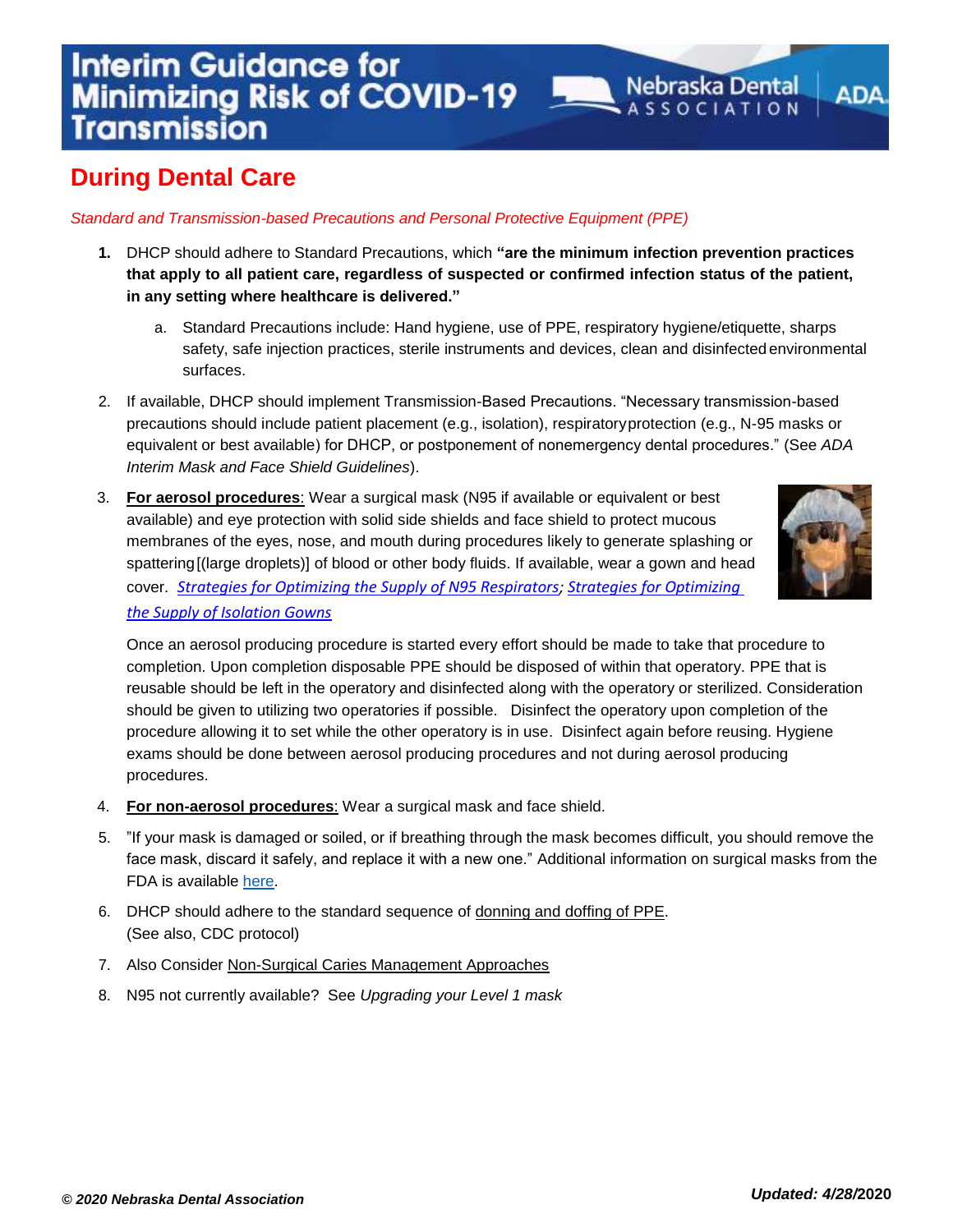# Interim Guidance for Minimizing Risk of COVID-19 Transmission

## During Dental Care

*Standard and Transmission-based Precautions and Personal Protective Equipment (PPE)*

1. DHCP should adhere to Standard Precautions, which **"are the minimum infection prevention practices that apply to all patient care, regardless of suspected or confirmed infection status of the patient, in any setting where healthcare is delivered."**
   a. Standard Precautions include: Hand hygiene, use of PPE, respiratory hygiene/etiquette, sharps safety, safe injection practices, sterile instruments and devices, clean and disinfected environmental surfaces.

2. If available, DHCP should implement Transmission-Based Precautions. "Necessary transmission-based precautions should include patient placement (e.g., isolation), respiratory protection (e.g., N-95 masks or equivalent or best available) for DHCP, or postponement of nonemergency dental procedures." (See *ADA Interim Mask and Face Shield Guidelines*).

3. **For aerosol procedures**: Wear a surgical mask (N95 if available or equivalent or best available) and eye protection with solid side shields and face shield to protect mucous membranes of the eyes, nose, and mouth during procedures likely to generate splashing or spattering [(large droplets)] of blood or other body fluids. If available, wear a gown and head cover. *Strategies for Optimizing the Supply of N95 Respirators*; *Strategies for Optimizing the Supply of Isolation Gowns*

   Once an aerosol producing procedure is started every effort should be made to take that procedure to completion. Upon completion disposable PPE should be disposed of within that operatory. PPE that is reusable should be left in the operatory and disinfected along with the operatory or sterilized. Consideration should be given to utilizing two operatories if possible. Disinfect the operatory upon completion of the procedure allowing it to set while the other operatory is in use. Disinfect again before reusing. Hygiene exams should be done between aerosol producing procedures and not during aerosol producing procedures.

4. **For non-aerosol procedures**: Wear a surgical mask and face shield.

5. "If your mask is damaged or soiled, or if breathing through the mask becomes difficult, you should remove the face mask, discard it safely, and replace it with a new one." Additional information on surgical masks from the FDA is available here.

6. DHCP should adhere to the standard sequence of donning and doffing of PPE.
   (See also, CDC protocol)

7. Also Consider Non-Surgical Caries Management Approaches

8. N95 not currently available? See *Upgrading your Level 1 mask*

***© 2020 Nebraska Dental Association*** ***Updated: 4/28/2020***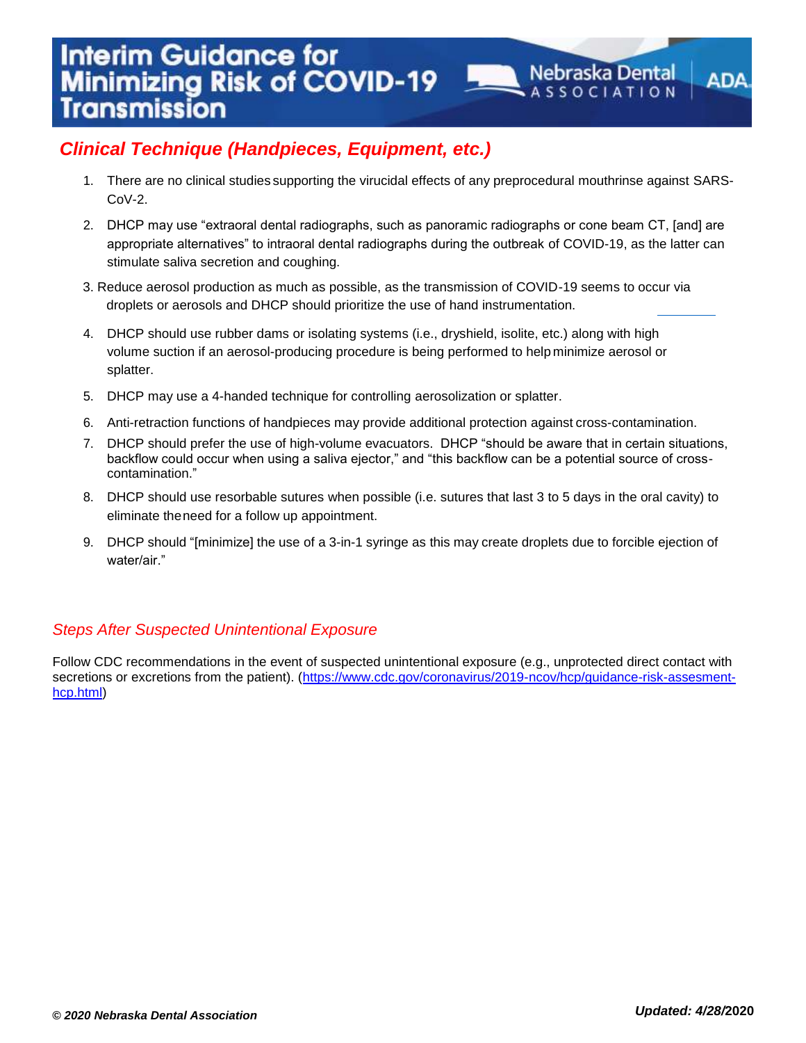## *Clinical Technique (Handpieces, Equipment, etc.)*

1. There are no clinical studies supporting the virucidal effects of any preprocedural mouthrinse against SARS-CoV-2.
2. DHCP may use "extraoral dental radiographs, such as panoramic radiographs or cone beam CT, [and] are appropriate alternatives" to intraoral dental radiographs during the outbreak of COVID-19, as the latter can stimulate saliva secretion and coughing.
3. Reduce aerosol production as much as possible, as the transmission of COVID-19 seems to occur via droplets or aerosols and DHCP should prioritize the use of hand instrumentation.
4. DHCP should use rubber dams or isolating systems (i.e., dryshield, isolite, etc.) along with high volume suction if an aerosol-producing procedure is being performed to help minimize aerosol or splatter.
5. DHCP may use a 4-handed technique for controlling aerosolization or splatter.
6. Anti-retraction functions of handpieces may provide additional protection against cross-contamination.
7. DHCP should prefer the use of high-volume evacuators. DHCP "should be aware that in certain situations, backflow could occur when using a saliva ejector," and "this backflow can be a potential source of cross-contamination."
8. DHCP should use resorbable sutures when possible (i.e. sutures that last 3 to 5 days in the oral cavity) to eliminate the need for a follow up appointment.
9. DHCP should "[minimize] the use of a 3-in-1 syringe as this may create droplets due to forcible ejection of water/air."

### *Steps After Suspected Unintentional Exposure*

Follow CDC recommendations in the event of suspected unintentional exposure (e.g., unprotected direct contact with secretions or excretions from the patient). (https://www.cdc.gov/coronavirus/2019-ncov/hcp/guidance-risk-assesment-hcp.html)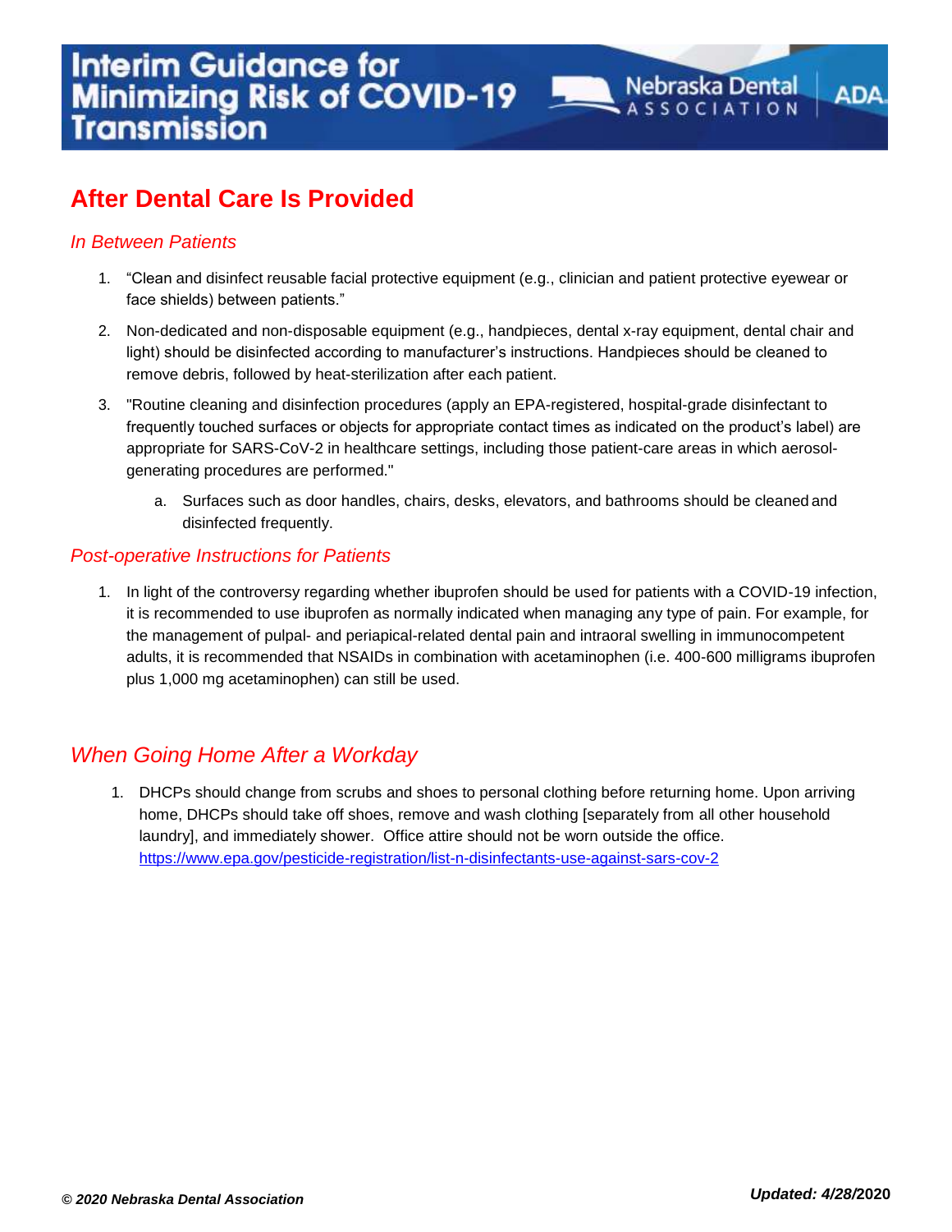## After Dental Care Is Provided

### *In Between Patients*

1. "Clean and disinfect reusable facial protective equipment (e.g., clinician and patient protective eyewear or face shields) between patients."
2. Non-dedicated and non-disposable equipment (e.g., handpieces, dental x-ray equipment, dental chair and light) should be disinfected according to manufacturer's instructions. Handpieces should be cleaned to remove debris, followed by heat-sterilization after each patient.
3. "Routine cleaning and disinfection procedures (apply an EPA-registered, hospital-grade disinfectant to frequently touched surfaces or objects for appropriate contact times as indicated on the product's label) are appropriate for SARS-CoV-2 in healthcare settings, including those patient-care areas in which aerosol-generating procedures are performed."
   a. Surfaces such as door handles, chairs, desks, elevators, and bathrooms should be cleaned and disinfected frequently.

### *Post-operative Instructions for Patients*

1. In light of the controversy regarding whether ibuprofen should be used for patients with a COVID-19 infection, it is recommended to use ibuprofen as normally indicated when managing any type of pain. For example, for the management of pulpal- and periapical-related dental pain and intraoral swelling in immunocompetent adults, it is recommended that NSAIDs in combination with acetaminophen (i.e. 400-600 milligrams ibuprofen plus 1,000 mg acetaminophen) can still be used.

## *When Going Home After a Workday*

1. DHCPs should change from scrubs and shoes to personal clothing before returning home. Upon arriving home, DHCPs should take off shoes, remove and wash clothing [separately from all other household laundry], and immediately shower. Office attire should not be worn outside the office. https://www.epa.gov/pesticide-registration/list-n-disinfectants-use-against-sars-cov-2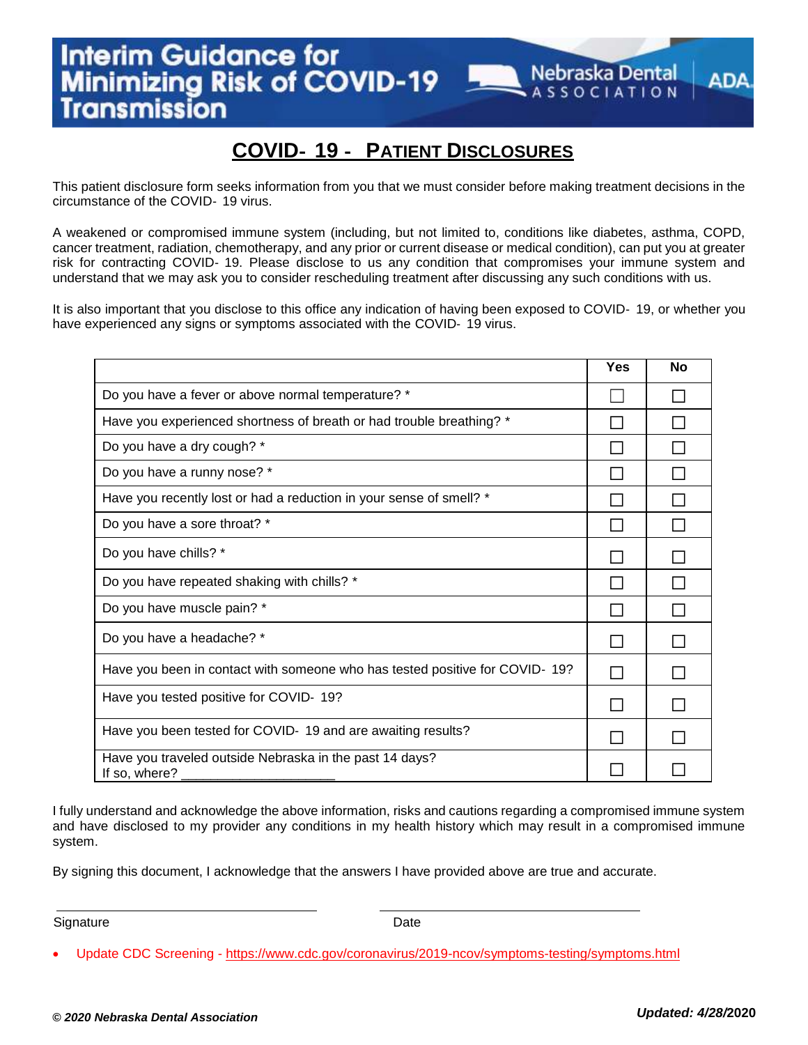# Interim Guidance for Minimizing Risk of COVID-19 Transmission

Nebraska Dental Association | ADA

## COVID- 19 - Patient Disclosures

This patient disclosure form seeks information from you that we must consider before making treatment decisions in the circumstance of the COVID- 19 virus.

A weakened or compromised immune system (including, but not limited to, conditions like diabetes, asthma, COPD, cancer treatment, radiation, chemotherapy, and any prior or current disease or medical condition), can put you at greater risk for contracting COVID- 19. Please disclose to us any condition that compromises your immune system and understand that we may ask you to consider rescheduling treatment after discussing any such conditions with us.

It is also important that you disclose to this office any indication of having been exposed to COVID- 19, or whether you have experienced any signs or symptoms associated with the COVID- 19 virus.

| | Yes | No |
|---|---|---|
| Do you have a fever or above normal temperature? * | ☐ | ☐ |
| Have you experienced shortness of breath or had trouble breathing? * | ☐ | ☐ |
| Do you have a dry cough? * | ☐ | ☐ |
| Do you have a runny nose? * | ☐ | ☐ |
| Have you recently lost or had a reduction in your sense of smell? * | ☐ | ☐ |
| Do you have a sore throat? * | ☐ | ☐ |
| Do you have chills? * | ☐ | ☐ |
| Do you have repeated shaking with chills? * | ☐ | ☐ |
| Do you have muscle pain? * | ☐ | ☐ |
| Do you have a headache? * | ☐ | ☐ |
| Have you been in contact with someone who has tested positive for COVID- 19? | ☐ | ☐ |
| Have you tested positive for COVID- 19? | ☐ | ☐ |
| Have you been tested for COVID- 19 and are awaiting results? | ☐ | ☐ |
| Have you traveled outside Nebraska in the past 14 days? If so, where? ____________________ | ☐ | ☐ |

I fully understand and acknowledge the above information, risks and cautions regarding a compromised immune system and have disclosed to my provider any conditions in my health history which may result in a compromised immune system.

By signing this document, I acknowledge that the answers I have provided above are true and accurate.

_________________________________ _________________________________

Signature Date

- Update CDC Screening - https://www.cdc.gov/coronavirus/2019-ncov/symptoms-testing/symptoms.html

***© 2020 Nebraska Dental Association*** ***Updated: 4/28/2020***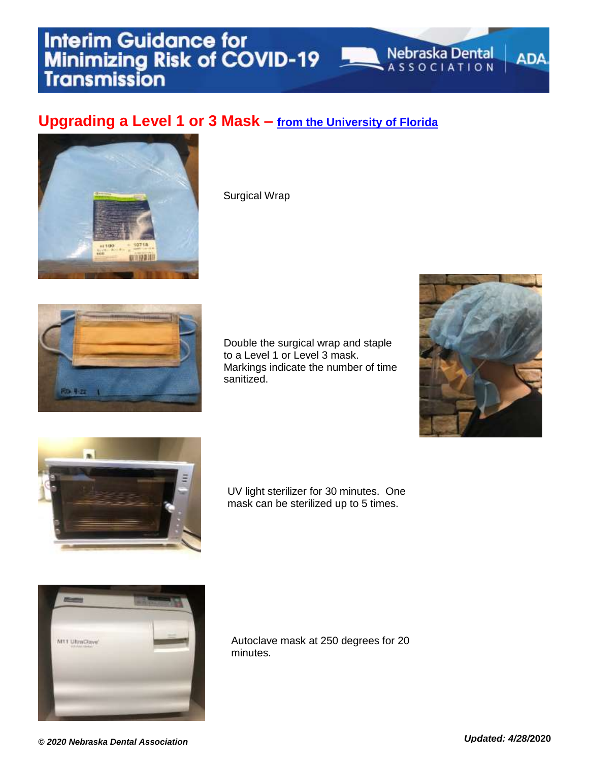## Upgrading a Level 1 or 3 Mask – from the University of Florida

Surgical Wrap

Double the surgical wrap and staple to a Level 1 or Level 3 mask. Markings indicate the number of time sanitized.

UV light sterilizer for 30 minutes. One mask can be sterilized up to 5 times.

Autoclave mask at 250 degrees for 20 minutes.

*© 2020 Nebraska Dental Association*

***Updated: 4/28/*2020**